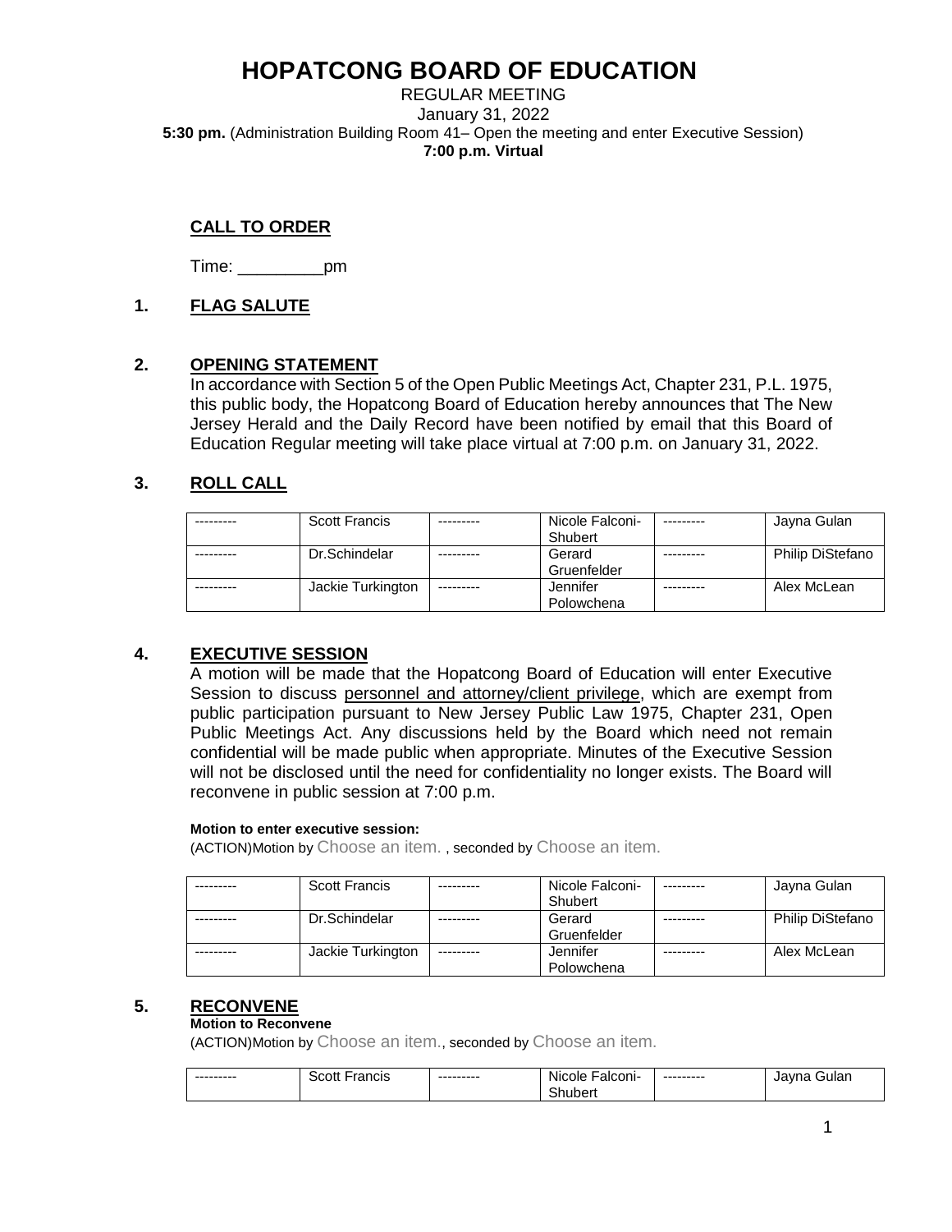# HOPATCONG BOARD OF EDUCATION

REGULAR MEETING
January 31, 2022
**5:30 pm.** (Administration Building Room 41– Open the meeting and enter Executive Session)
**7:00 p.m. Virtual**

## CALL TO ORDER

Time: _________pm

## 1. FLAG SALUTE

## 2. OPENING STATEMENT

In accordance with Section 5 of the Open Public Meetings Act, Chapter 231, P.L. 1975, this public body, the Hopatcong Board of Education hereby announces that The New Jersey Herald and the Daily Record have been notified by email that this Board of Education Regular meeting will take place virtual at 7:00 p.m. on January 31, 2022.

## 3. ROLL CALL

| --------- | Scott Francis | --------- | Nicole Falconi-Shubert | --------- | Jayna Gulan |
|---|---|---|---|---|---|
| --------- | Dr.Schindelar | --------- | Gerard Gruenfelder | --------- | Philip DiStefano |
| --------- | Jackie Turkington | --------- | Jennifer Polowchena | --------- | Alex McLean |

## 4. EXECUTIVE SESSION

A motion will be made that the Hopatcong Board of Education will enter Executive Session to discuss personnel and attorney/client privilege, which are exempt from public participation pursuant to New Jersey Public Law 1975, Chapter 231, Open Public Meetings Act. Any discussions held by the Board which need not remain confidential will be made public when appropriate. Minutes of the Executive Session will not be disclosed until the need for confidentiality no longer exists. The Board will reconvene in public session at 7:00 p.m.

**Motion to enter executive session:**

(ACTION)Motion by Choose an item. , seconded by Choose an item.

| --------- | Scott Francis | --------- | Nicole Falconi-Shubert | --------- | Jayna Gulan |
|---|---|---|---|---|---|
| --------- | Dr.Schindelar | --------- | Gerard Gruenfelder | --------- | Philip DiStefano |
| --------- | Jackie Turkington | --------- | Jennifer Polowchena | --------- | Alex McLean |

## 5. RECONVENE

**Motion to Reconvene**

(ACTION)Motion by Choose an item., seconded by Choose an item.

| --------- | Scott Francis | --------- | Nicole Falconi-Shubert | --------- | Jayna Gulan |
|---|---|---|---|---|---|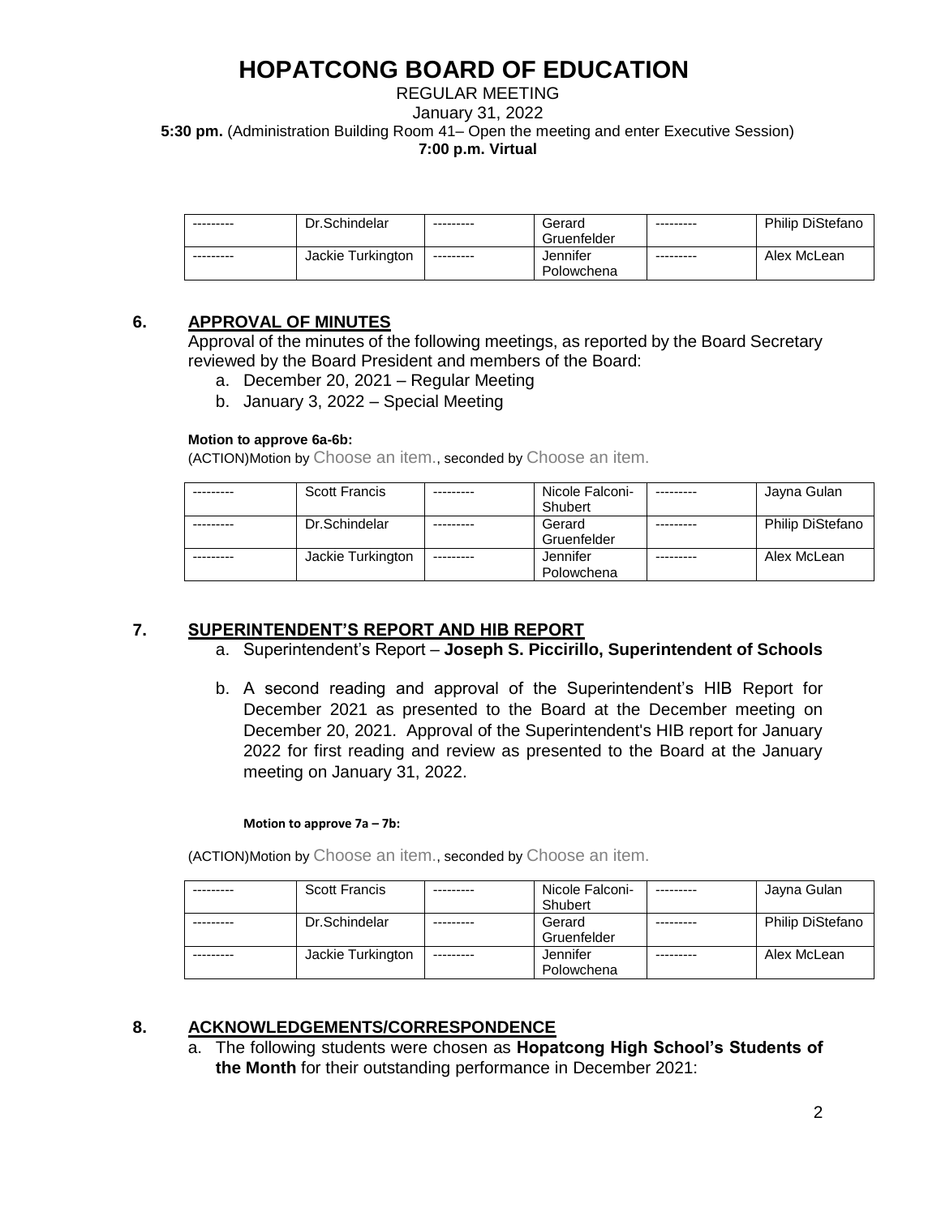# HOPATCONG BOARD OF EDUCATION

REGULAR MEETING
January 31, 2022
**5:30 pm.** (Administration Building Room 41– Open the meeting and enter Executive Session)
**7:00 p.m. Virtual**

| --------- | Dr.Schindelar | --------- | Gerard Gruenfelder | --------- | Philip DiStefano |
|---|---|---|---|---|---|
| --------- | Jackie Turkington | --------- | Jennifer Polowchena | --------- | Alex McLean |

## 6. APPROVAL OF MINUTES

Approval of the minutes of the following meetings, as reported by the Board Secretary reviewed by the Board President and members of the Board:

a. December 20, 2021 – Regular Meeting
b. January 3, 2022 – Special Meeting

**Motion to approve 6a-6b:**

(ACTION)Motion by Choose an item., seconded by Choose an item.

| --------- | Scott Francis | --------- | Nicole Falconi-Shubert | --------- | Jayna Gulan |
|---|---|---|---|---|---|
| --------- | Dr.Schindelar | --------- | Gerard Gruenfelder | --------- | Philip DiStefano |
| --------- | Jackie Turkington | --------- | Jennifer Polowchena | --------- | Alex McLean |

## 7. SUPERINTENDENT'S REPORT AND HIB REPORT

a. Superintendent's Report – **Joseph S. Piccirillo, Superintendent of Schools**

b. A second reading and approval of the Superintendent's HIB Report for December 2021 as presented to the Board at the December meeting on December 20, 2021. Approval of the Superintendent's HIB report for January 2022 for first reading and review as presented to the Board at the January meeting on January 31, 2022.

**Motion to approve 7a – 7b:**

(ACTION)Motion by Choose an item., seconded by Choose an item.

| --------- | Scott Francis | --------- | Nicole Falconi-Shubert | --------- | Jayna Gulan |
|---|---|---|---|---|---|
| --------- | Dr.Schindelar | --------- | Gerard Gruenfelder | --------- | Philip DiStefano |
| --------- | Jackie Turkington | --------- | Jennifer Polowchena | --------- | Alex McLean |

## 8. ACKNOWLEDGEMENTS/CORRESPONDENCE

a. The following students were chosen as **Hopatcong High School's Students of the Month** for their outstanding performance in December 2021: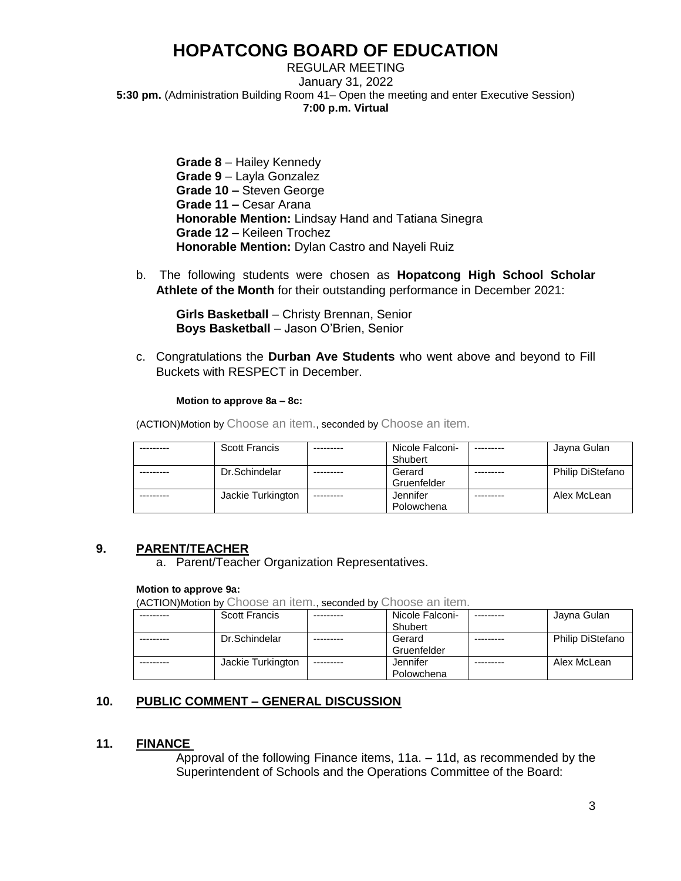# HOPATCONG BOARD OF EDUCATION

REGULAR MEETING
January 31, 2022
**5:30 pm.** (Administration Building Room 41– Open the meeting and enter Executive Session)
**7:00 p.m. Virtual**

**Grade 8** – Hailey Kennedy
**Grade 9** – Layla Gonzalez
**Grade 10 –** Steven George
**Grade 11 –** Cesar Arana
**Honorable Mention:** Lindsay Hand and Tatiana Sinegra
**Grade 12** – Keileen Trochez
**Honorable Mention:** Dylan Castro and Nayeli Ruiz

b. The following students were chosen as **Hopatcong High School Scholar Athlete of the Month** for their outstanding performance in December 2021:

**Girls Basketball** – Christy Brennan, Senior
**Boys Basketball** – Jason O'Brien, Senior

c. Congratulations the **Durban Ave Students** who went above and beyond to Fill Buckets with RESPECT in December.

**Motion to approve 8a – 8c:**

(ACTION)Motion by Choose an item., seconded by Choose an item.

| --------- | Scott Francis | --------- | Nicole Falconi-Shubert | --------- | Jayna Gulan |
|---|---|---|---|---|---|
| --------- | Dr.Schindelar | --------- | Gerard Gruenfelder | --------- | Philip DiStefano |
| --------- | Jackie Turkington | --------- | Jennifer Polowchena | --------- | Alex McLean |

## 9. PARENT/TEACHER

a. Parent/Teacher Organization Representatives.

**Motion to approve 9a:**

(ACTION)Motion by Choose an item., seconded by Choose an item.

| --------- | Scott Francis | --------- | Nicole Falconi-Shubert | --------- | Jayna Gulan |
|---|---|---|---|---|---|
| --------- | Dr.Schindelar | --------- | Gerard Gruenfelder | --------- | Philip DiStefano |
| --------- | Jackie Turkington | --------- | Jennifer Polowchena | --------- | Alex McLean |

## 10. PUBLIC COMMENT – GENERAL DISCUSSION

## 11. FINANCE

Approval of the following Finance items, 11a. – 11d, as recommended by the Superintendent of Schools and the Operations Committee of the Board: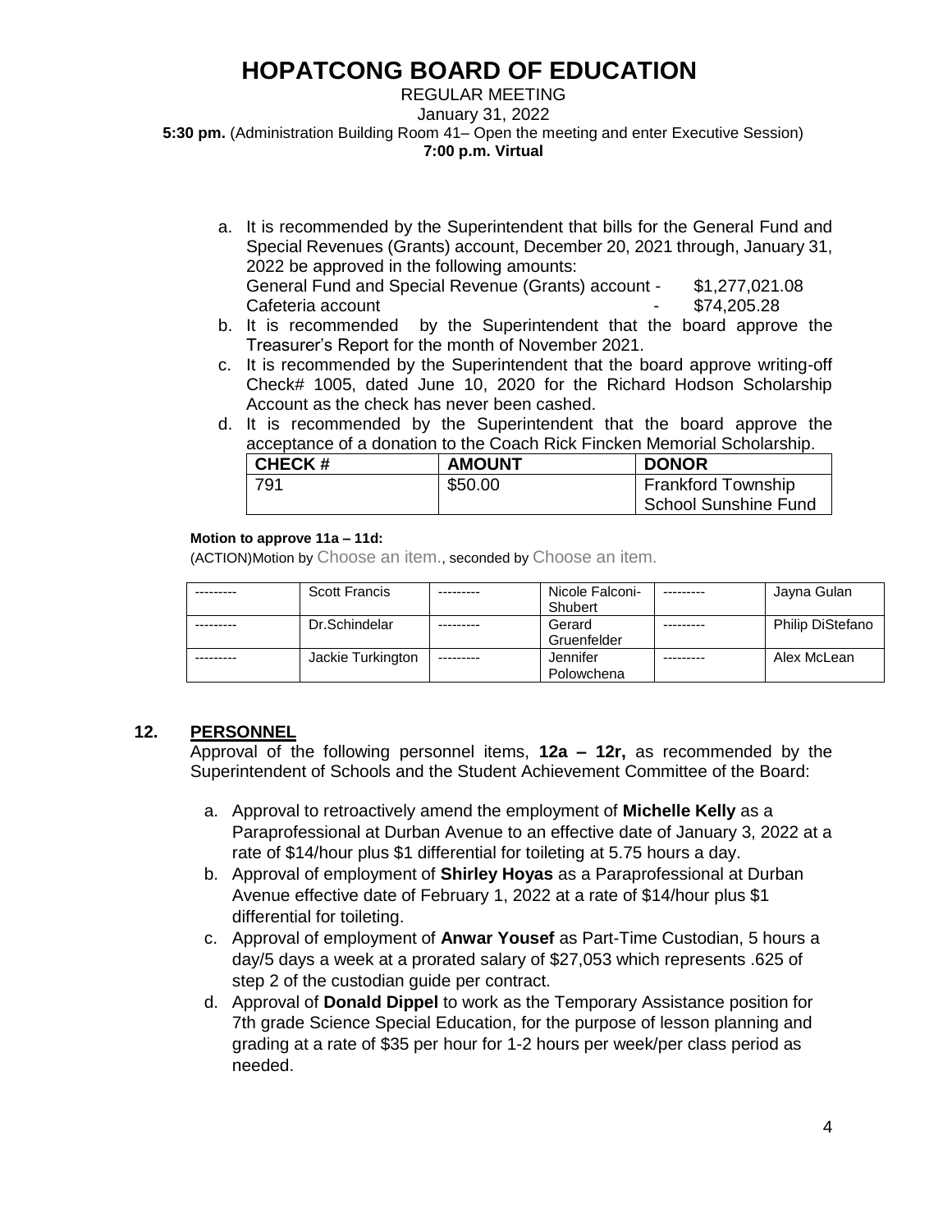# HOPATCONG BOARD OF EDUCATION

REGULAR MEETING

January 31, 2022

**5:30 pm.** (Administration Building Room 41– Open the meeting and enter Executive Session)

**7:00 p.m. Virtual**

a. It is recommended by the Superintendent that bills for the General Fund and Special Revenues (Grants) account, December 20, 2021 through, January 31, 2022 be approved in the following amounts:
   General Fund and Special Revenue (Grants) account - $1,277,021.08
   Cafeteria account - $74,205.28
b. It is recommended by the Superintendent that the board approve the Treasurer's Report for the month of November 2021.
c. It is recommended by the Superintendent that the board approve writing-off Check# 1005, dated June 10, 2020 for the Richard Hodson Scholarship Account as the check has never been cashed.
d. It is recommended by the Superintendent that the board approve the acceptance of a donation to the Coach Rick Fincken Memorial Scholarship.

| CHECK # | AMOUNT | DONOR |
|---|---|---|
| 791 | $50.00 | Frankford Township School Sunshine Fund |

**Motion to approve 11a – 11d:**

(ACTION)Motion by Choose an item., seconded by Choose an item.

| --------- | Scott Francis | --------- | Nicole Falconi-Shubert | --------- | Jayna Gulan |
|---|---|---|---|---|---|
| --------- | Dr.Schindelar | --------- | Gerard Gruenfelder | --------- | Philip DiStefano |
| --------- | Jackie Turkington | --------- | Jennifer Polowchena | --------- | Alex McLean |

## 12. PERSONNEL

Approval of the following personnel items, **12a – 12r,** as recommended by the Superintendent of Schools and the Student Achievement Committee of the Board:

a. Approval to retroactively amend the employment of **Michelle Kelly** as a Paraprofessional at Durban Avenue to an effective date of January 3, 2022 at a rate of $14/hour plus $1 differential for toileting at 5.75 hours a day.
b. Approval of employment of **Shirley Hoyas** as a Paraprofessional at Durban Avenue effective date of February 1, 2022 at a rate of $14/hour plus $1 differential for toileting.
c. Approval of employment of **Anwar Yousef** as Part-Time Custodian, 5 hours a day/5 days a week at a prorated salary of $27,053 which represents .625 of step 2 of the custodian guide per contract.
d. Approval of **Donald Dippel** to work as the Temporary Assistance position for 7th grade Science Special Education, for the purpose of lesson planning and grading at a rate of $35 per hour for 1-2 hours per week/per class period as needed.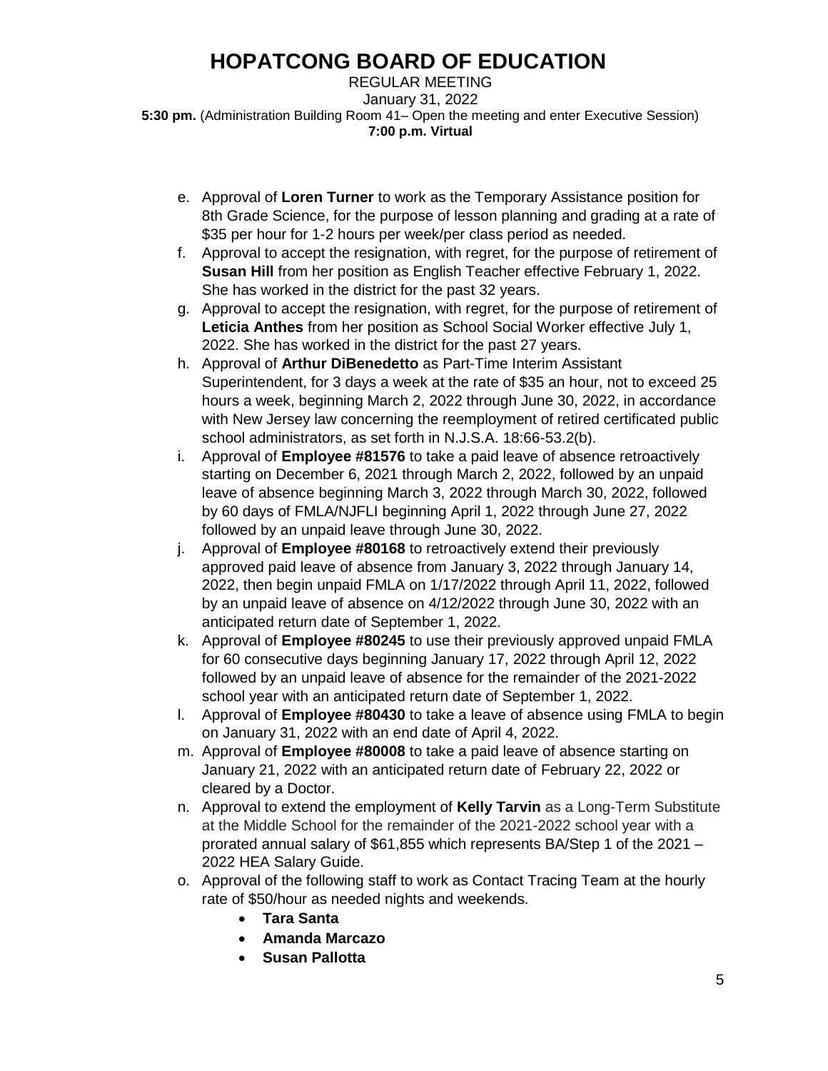e. Approval of **Loren Turner** to work as the Temporary Assistance position for 8th Grade Science, for the purpose of lesson planning and grading at a rate of $35 per hour for 1-2 hours per week/per class period as needed.

f. Approval to accept the resignation, with regret, for the purpose of retirement of **Susan Hill** from her position as English Teacher effective February 1, 2022. She has worked in the district for the past 32 years.

g. Approval to accept the resignation, with regret, for the purpose of retirement of **Leticia Anthes** from her position as School Social Worker effective July 1, 2022. She has worked in the district for the past 27 years.

h. Approval of **Arthur DiBenedetto** as Part-Time Interim Assistant Superintendent, for 3 days a week at the rate of $35 an hour, not to exceed 25 hours a week, beginning March 2, 2022 through June 30, 2022, in accordance with New Jersey law concerning the reemployment of retired certificated public school administrators, as set forth in N.J.S.A. 18:66-53.2(b).

i. Approval of **Employee #81576** to take a paid leave of absence retroactively starting on December 6, 2021 through March 2, 2022, followed by an unpaid leave of absence beginning March 3, 2022 through March 30, 2022, followed by 60 days of FMLA/NJFLI beginning April 1, 2022 through June 27, 2022 followed by an unpaid leave through June 30, 2022.

j. Approval of **Employee #80168** to retroactively extend their previously approved paid leave of absence from January 3, 2022 through January 14, 2022, then begin unpaid FMLA on 1/17/2022 through April 11, 2022, followed by an unpaid leave of absence on 4/12/2022 through June 30, 2022 with an anticipated return date of September 1, 2022.

k. Approval of **Employee #80245** to use their previously approved unpaid FMLA for 60 consecutive days beginning January 17, 2022 through April 12, 2022 followed by an unpaid leave of absence for the remainder of the 2021-2022 school year with an anticipated return date of September 1, 2022.

l. Approval of **Employee #80430** to take a leave of absence using FMLA to begin on January 31, 2022 with an end date of April 4, 2022.

m. Approval of **Employee #80008** to take a paid leave of absence starting on January 21, 2022 with an anticipated return date of February 22, 2022 or cleared by a Doctor.

n. Approval to extend the employment of **Kelly Tarvin** as a Long-Term Substitute at the Middle School for the remainder of the 2021-2022 school year with a prorated annual salary of $61,855 which represents BA/Step 1 of the 2021 – 2022 HEA Salary Guide.

o. Approval of the following staff to work as Contact Tracing Team at the hourly rate of $50/hour as needed nights and weekends.

- **Tara Santa**
- **Amanda Marcazo**
- **Susan Pallotta**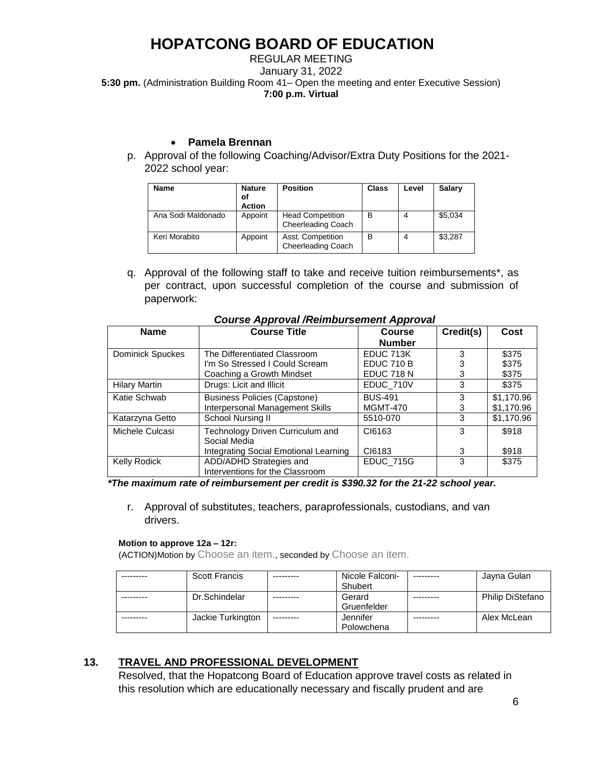# HOPATCONG BOARD OF EDUCATION

REGULAR MEETING
January 31, 2022
**5:30 pm.** (Administration Building Room 41– Open the meeting and enter Executive Session)
**7:00 p.m. Virtual**

- **Pamela Brennan**

p. Approval of the following Coaching/Advisor/Extra Duty Positions for the 2021-2022 school year:

| Name | Nature of Action | Position | Class | Level | Salary |
|---|---|---|---|---|---|
| Ana Sodi Maldonado | Appoint | Head Competition Cheerleading Coach | B | 4 | $5,034 |
| Keri Morabito | Appoint | Asst. Competition Cheerleading Coach | B | 4 | $3,287 |

q. Approval of the following staff to take and receive tuition reimbursements*, as per contract, upon successful completion of the course and submission of paperwork:

***Course Approval /Reimbursement Approval***

| Name | Course Title | Course Number | Credit(s) | Cost |
|---|---|---|---|---|
| Dominick Spuckes | The Differentiated Classroom<br>I'm So Stressed I Could Scream<br>Coaching a Growth Mindset | EDUC 713K<br>EDUC 710 B<br>EDUC 718 N | 3<br>3<br>3 | $375<br>$375<br>$375 |
| Hilary Martin | Drugs: Licit and Illicit | EDUC_710V | 3 | $375 |
| Katie Schwab | Business Policies (Capstone)<br>Interpersonal Management Skills | BUS-491<br>MGMT-470 | 3<br>3 | $1,170.96<br>$1,170.96 |
| Katarzyna Getto | School Nursing II | 5510-070 | 3 | $1,170.96 |
| Michele Culcasi | Technology Driven Curriculum and Social Media<br>Integrating Social Emotional Learning | CI6163<br>CI6183 | 3<br>3 | $918<br>$918 |
| Kelly Rodick | ADD/ADHD Strategies and Interventions for the Classroom | EDUC_715G | 3 | $375 |

***The maximum rate of reimbursement per credit is $390.32 for the 21-22 school year.***

r. Approval of substitutes, teachers, paraprofessionals, custodians, and van drivers.

**Motion to approve 12a – 12r:**
(ACTION)Motion by Choose an item., seconded by Choose an item.

| --------- | Scott Francis | --------- | Nicole Falconi-Shubert | --------- | Jayna Gulan |
|---|---|---|---|---|---|
| --------- | Dr.Schindelar | --------- | Gerard Gruenfelder | --------- | Philip DiStefano |
| --------- | Jackie Turkington | --------- | Jennifer Polowchena | --------- | Alex McLean |

## 13. TRAVEL AND PROFESSIONAL DEVELOPMENT

Resolved, that the Hopatcong Board of Education approve travel costs as related in this resolution which are educationally necessary and fiscally prudent and are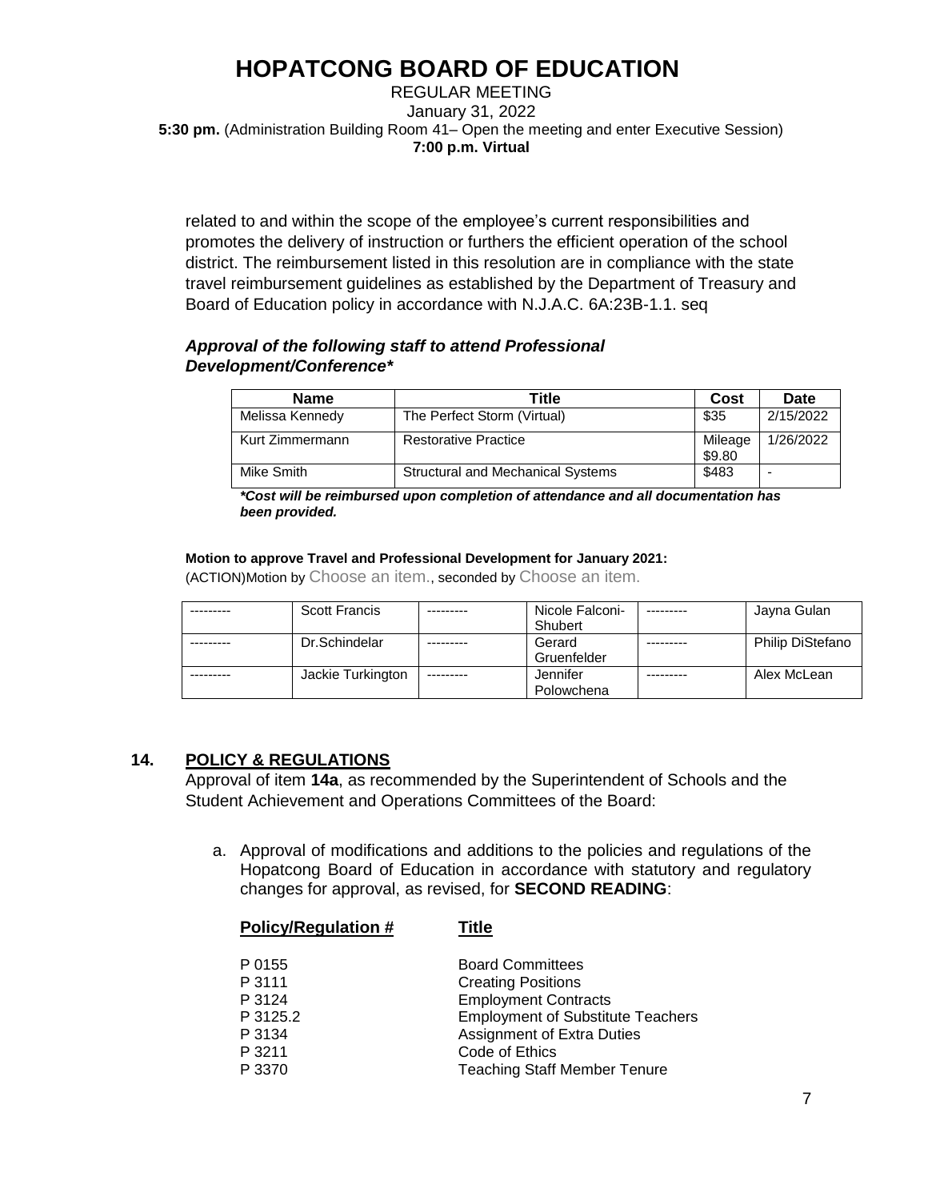related to and within the scope of the employee's current responsibilities and promotes the delivery of instruction or furthers the efficient operation of the school district. The reimbursement listed in this resolution are in compliance with the state travel reimbursement guidelines as established by the Department of Treasury and Board of Education policy in accordance with N.J.A.C. 6A:23B-1.1. seq

***Approval of the following staff to attend Professional Development/Conference****

| Name | Title | Cost | Date |
| --- | --- | --- | --- |
| Melissa Kennedy | The Perfect Storm (Virtual) | $35 | 2/15/2022 |
| Kurt Zimmermann | Restorative Practice | Mileage $9.80 | 1/26/2022 |
| Mike Smith | Structural and Mechanical Systems | $483 | - |

***Cost will be reimbursed upon completion of attendance and all documentation has been provided.***

**Motion to approve Travel and Professional Development for January 2021:**
(ACTION)Motion by Choose an item., seconded by Choose an item.

| | | | | | |
| --- | --- | --- | --- | --- | --- |
| --------- | Scott Francis | --------- | Nicole Falconi-Shubert | --------- | Jayna Gulan |
| --------- | Dr.Schindelar | --------- | Gerard Gruenfelder | --------- | Philip DiStefano |
| --------- | Jackie Turkington | --------- | Jennifer Polowchena | --------- | Alex McLean |

## 14. POLICY & REGULATIONS

Approval of item **14a**, as recommended by the Superintendent of Schools and the Student Achievement and Operations Committees of the Board:

a. Approval of modifications and additions to the policies and regulations of the Hopatcong Board of Education in accordance with statutory and regulatory changes for approval, as revised, for **SECOND READING**:

| Policy/Regulation # | Title |
| --- | --- |
| P 0155 | Board Committees |
| P 3111 | Creating Positions |
| P 3124 | Employment Contracts |
| P 3125.2 | Employment of Substitute Teachers |
| P 3134 | Assignment of Extra Duties |
| P 3211 | Code of Ethics |
| P 3370 | Teaching Staff Member Tenure |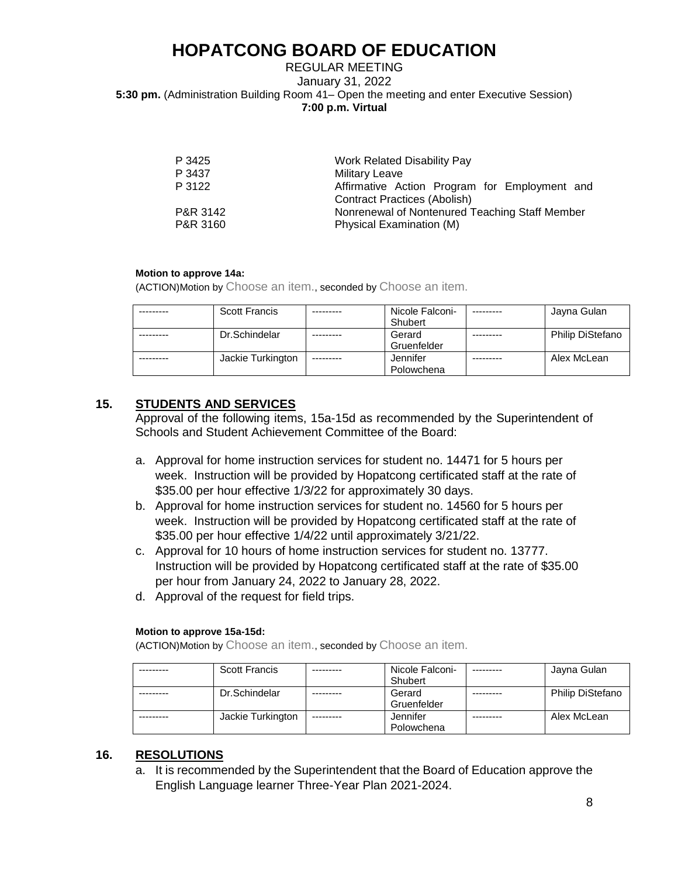# HOPATCONG BOARD OF EDUCATION

REGULAR MEETING
January 31, 2022
**5:30 pm.** (Administration Building Room 41– Open the meeting and enter Executive Session)
**7:00 p.m. Virtual**

| | |
|---|---|
| P 3425 | Work Related Disability Pay |
| P 3437 | Military Leave |
| P 3122 | Affirmative Action Program for Employment and Contract Practices (Abolish) |
| P&R 3142 | Nonrenewal of Nontenured Teaching Staff Member |
| P&R 3160 | Physical Examination (M) |

**Motion to approve 14a:**
(ACTION)Motion by Choose an item., seconded by Choose an item.

| | | | | | |
|---|---|---|---|---|---|
| --------- | Scott Francis | --------- | Nicole Falconi-Shubert | --------- | Jayna Gulan |
| --------- | Dr.Schindelar | --------- | Gerard Gruenfelder | --------- | Philip DiStefano |
| --------- | Jackie Turkington | --------- | Jennifer Polowchena | --------- | Alex McLean |

## 15. STUDENTS AND SERVICES

Approval of the following items, 15a-15d as recommended by the Superintendent of Schools and Student Achievement Committee of the Board:

a. Approval for home instruction services for student no. 14471 for 5 hours per week. Instruction will be provided by Hopatcong certificated staff at the rate of $35.00 per hour effective 1/3/22 for approximately 30 days.
b. Approval for home instruction services for student no. 14560 for 5 hours per week. Instruction will be provided by Hopatcong certificated staff at the rate of $35.00 per hour effective 1/4/22 until approximately 3/21/22.
c. Approval for 10 hours of home instruction services for student no. 13777. Instruction will be provided by Hopatcong certificated staff at the rate of $35.00 per hour from January 24, 2022 to January 28, 2022.
d. Approval of the request for field trips.

**Motion to approve 15a-15d:**
(ACTION)Motion by Choose an item., seconded by Choose an item.

| | | | | | |
|---|---|---|---|---|---|
| --------- | Scott Francis | --------- | Nicole Falconi-Shubert | --------- | Jayna Gulan |
| --------- | Dr.Schindelar | --------- | Gerard Gruenfelder | --------- | Philip DiStefano |
| --------- | Jackie Turkington | --------- | Jennifer Polowchena | --------- | Alex McLean |

## 16. RESOLUTIONS

a. It is recommended by the Superintendent that the Board of Education approve the English Language learner Three-Year Plan 2021-2024.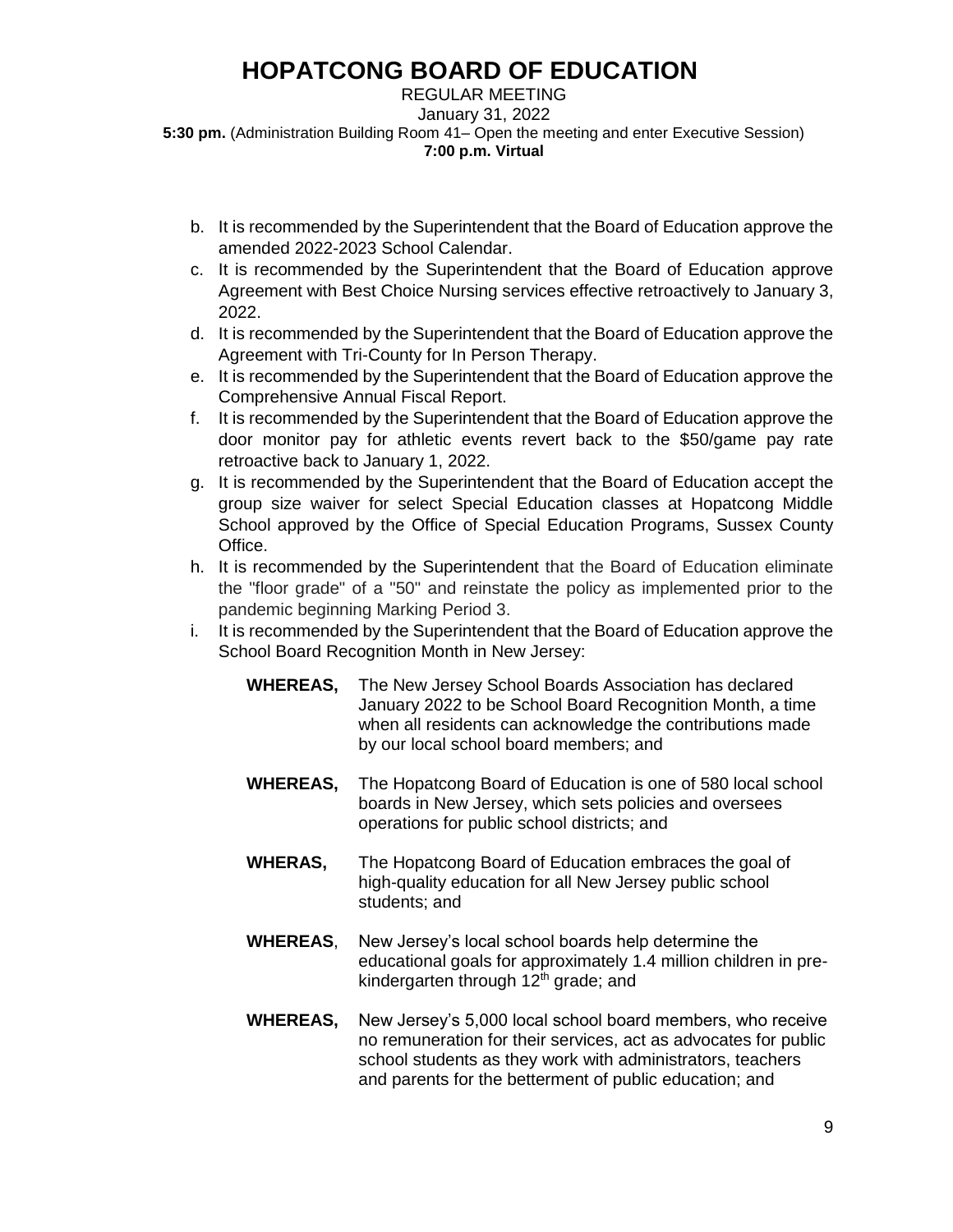b. It is recommended by the Superintendent that the Board of Education approve the amended 2022-2023 School Calendar.
c. It is recommended by the Superintendent that the Board of Education approve Agreement with Best Choice Nursing services effective retroactively to January 3, 2022.
d. It is recommended by the Superintendent that the Board of Education approve the Agreement with Tri-County for In Person Therapy.
e. It is recommended by the Superintendent that the Board of Education approve the Comprehensive Annual Fiscal Report.
f. It is recommended by the Superintendent that the Board of Education approve the door monitor pay for athletic events revert back to the $50/game pay rate retroactive back to January 1, 2022.
g. It is recommended by the Superintendent that the Board of Education accept the group size waiver for select Special Education classes at Hopatcong Middle School approved by the Office of Special Education Programs, Sussex County Office.
h. It is recommended by the Superintendent that the Board of Education eliminate the "floor grade" of a "50" and reinstate the policy as implemented prior to the pandemic beginning Marking Period 3.
i. It is recommended by the Superintendent that the Board of Education approve the School Board Recognition Month in New Jersey:

**WHEREAS,** The New Jersey School Boards Association has declared January 2022 to be School Board Recognition Month, a time when all residents can acknowledge the contributions made by our local school board members; and

**WHEREAS,** The Hopatcong Board of Education is one of 580 local school boards in New Jersey, which sets policies and oversees operations for public school districts; and

**WHERAS,** The Hopatcong Board of Education embraces the goal of high-quality education for all New Jersey public school students; and

**WHEREAS**, New Jersey's local school boards help determine the educational goals for approximately 1.4 million children in pre-kindergarten through 12th grade; and

**WHEREAS,** New Jersey's 5,000 local school board members, who receive no remuneration for their services, act as advocates for public school students as they work with administrators, teachers and parents for the betterment of public education; and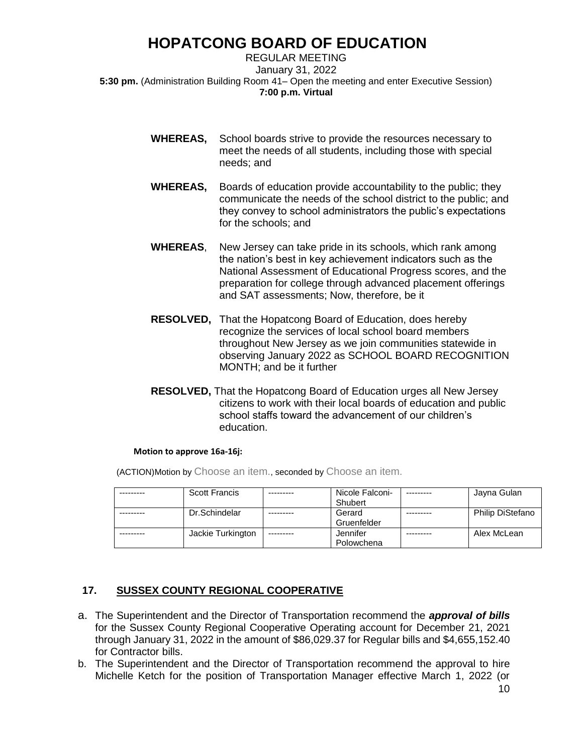# HOPATCONG BOARD OF EDUCATION

REGULAR MEETING
January 31, 2022
**5:30 pm.** (Administration Building Room 41– Open the meeting and enter Executive Session)
**7:00 p.m. Virtual**

**WHEREAS,** School boards strive to provide the resources necessary to meet the needs of all students, including those with special needs; and

**WHEREAS,** Boards of education provide accountability to the public; they communicate the needs of the school district to the public; and they convey to school administrators the public's expectations for the schools; and

**WHEREAS**, New Jersey can take pride in its schools, which rank among the nation's best in key achievement indicators such as the National Assessment of Educational Progress scores, and the preparation for college through advanced placement offerings and SAT assessments; Now, therefore, be it

**RESOLVED,** That the Hopatcong Board of Education, does hereby recognize the services of local school board members throughout New Jersey as we join communities statewide in observing January 2022 as SCHOOL BOARD RECOGNITION MONTH; and be it further

**RESOLVED,** That the Hopatcong Board of Education urges all New Jersey citizens to work with their local boards of education and public school staffs toward the advancement of our children's education.

**Motion to approve 16a-16j:**

(ACTION)Motion by Choose an item., seconded by Choose an item.

| --------- | Scott Francis | --------- | Nicole Falconi-Shubert | --------- | Jayna Gulan |
|---|---|---|---|---|---|
| --------- | Dr.Schindelar | --------- | Gerard Gruenfelder | --------- | Philip DiStefano |
| --------- | Jackie Turkington | --------- | Jennifer Polowchena | --------- | Alex McLean |

## 17. SUSSEX COUNTY REGIONAL COOPERATIVE

a. The Superintendent and the Director of Transportation recommend the ***approval of bills*** for the Sussex County Regional Cooperative Operating account for December 21, 2021 through January 31, 2022 in the amount of $86,029.37 for Regular bills and $4,655,152.40 for Contractor bills.

b. The Superintendent and the Director of Transportation recommend the approval to hire Michelle Ketch for the position of Transportation Manager effective March 1, 2022 (or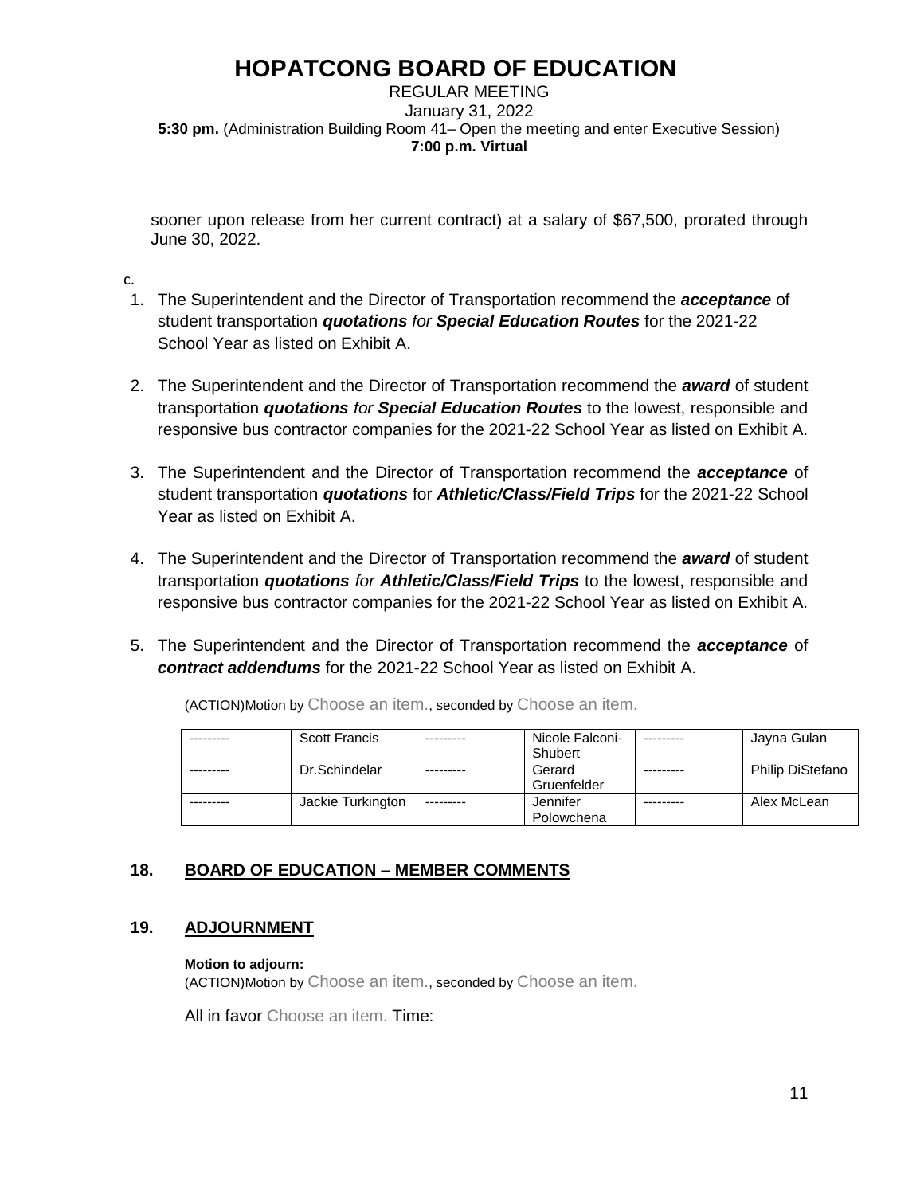sooner upon release from her current contract) at a salary of $67,500, prorated through June 30, 2022.

c.

1. The Superintendent and the Director of Transportation recommend the ***acceptance*** of student transportation ***quotations** for **Special Education Routes*** for the 2021-22 School Year as listed on Exhibit A.

2. The Superintendent and the Director of Transportation recommend the ***award*** of student transportation ***quotations** for **Special Education Routes*** to the lowest, responsible and responsive bus contractor companies for the 2021-22 School Year as listed on Exhibit A.

3. The Superintendent and the Director of Transportation recommend the ***acceptance*** of student transportation ***quotations*** for ***Athletic/Class/Field Trips*** for the 2021-22 School Year as listed on Exhibit A.

4. The Superintendent and the Director of Transportation recommend the ***award*** of student transportation ***quotations** for **Athletic/Class/Field Trips*** to the lowest, responsible and responsive bus contractor companies for the 2021-22 School Year as listed on Exhibit A.

5. The Superintendent and the Director of Transportation recommend the ***acceptance*** of ***contract addendums*** for the 2021-22 School Year as listed on Exhibit A.

(ACTION)Motion by Choose an item., seconded by Choose an item.

| | | | | | |
|---|---|---|---|---|---|
| --------- | Scott Francis | --------- | Nicole Falconi-Shubert | --------- | Jayna Gulan |
| --------- | Dr.Schindelar | --------- | Gerard Gruenfelder | --------- | Philip DiStefano |
| --------- | Jackie Turkington | --------- | Jennifer Polowchena | --------- | Alex McLean |

## 18. BOARD OF EDUCATION – MEMBER COMMENTS

## 19. ADJOURNMENT

**Motion to adjourn:**

(ACTION)Motion by Choose an item., seconded by Choose an item.

All in favor Choose an item. Time: